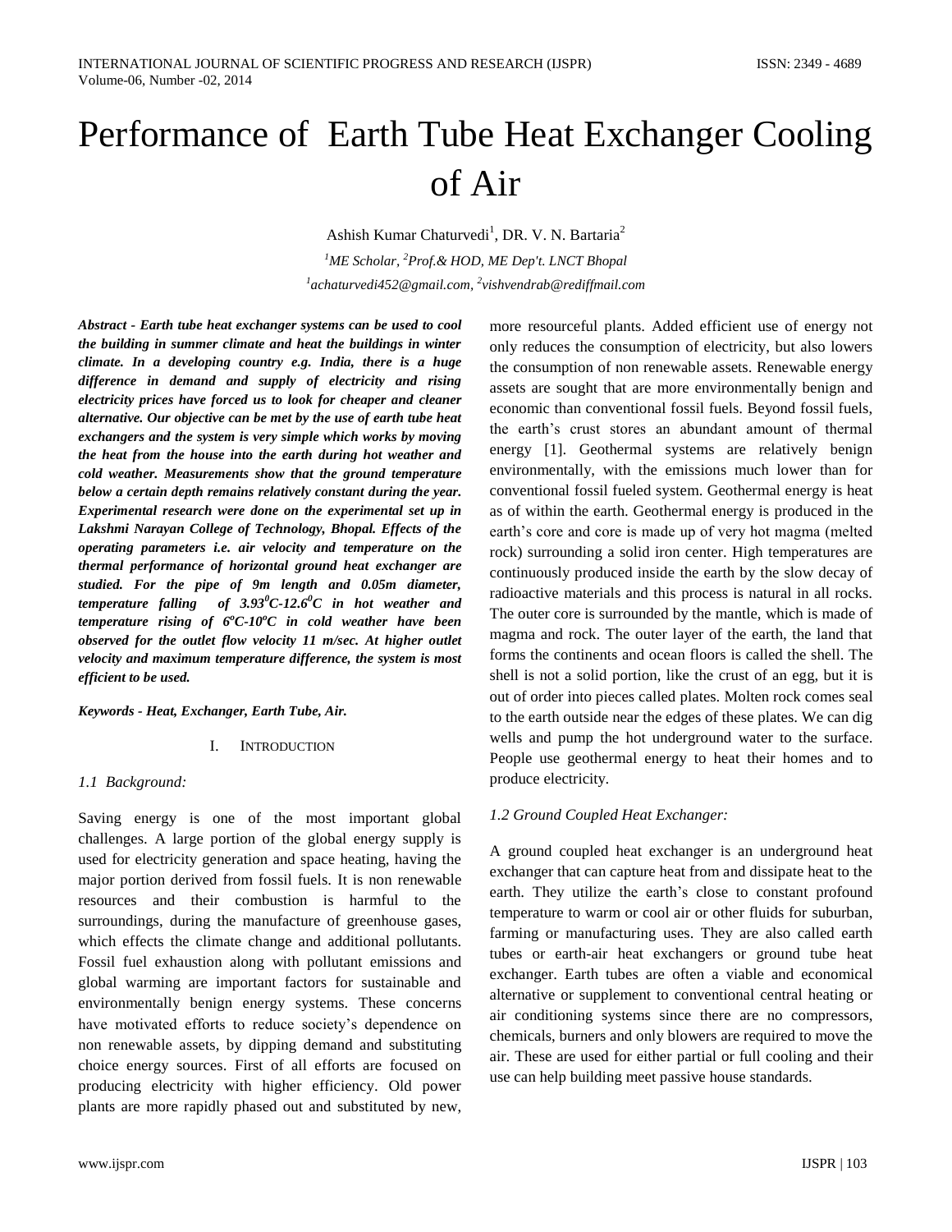# Performance of Earth Tube Heat Exchanger Cooling of Air

Ashish Kumar Chaturvedi[1], DR. V. N. Bartaria[2]

[1]ME Scholar, [2]Prof.& HOD, ME Dep't. LNCT Bhopal

[1]achaturvedi452@gmail.com, [2]vishvendrab@rediffmail.com

***Abstract - Earth tube heat exchanger systems can be used to cool the building in summer climate and heat the buildings in winter climate. In a developing country e.g. India, there is a huge difference in demand and supply of electricity and rising electricity prices have forced us to look for cheaper and cleaner alternative. Our objective can be met by the use of earth tube heat exchangers and the system is very simple which works by moving the heat from the house into the earth during hot weather and cold weather. Measurements show that the ground temperature below a certain depth remains relatively constant during the year. Experimental research were done on the experimental set up in Lakshmi Narayan College of Technology, Bhopal. Effects of the operating parameters i.e. air velocity and temperature on the thermal performance of horizontal ground heat exchanger are studied. For the pipe of 9m length and 0.05m diameter, temperature falling of $3.93^0C$-$12.6^0C$ in hot weather and temperature rising of $6^oC$-$10^oC$ in cold weather have been observed for the outlet flow velocity 11 m/sec. At higher outlet velocity and maximum temperature difference, the system is most efficient to be used.***

***Keywords - Heat, Exchanger, Earth Tube, Air.***

## I. INTRODUCTION

### *1.1 Background:*

Saving energy is one of the most important global challenges. A large portion of the global energy supply is used for electricity generation and space heating, having the major portion derived from fossil fuels. It is non renewable resources and their combustion is harmful to the surroundings, during the manufacture of greenhouse gases, which effects the climate change and additional pollutants. Fossil fuel exhaustion along with pollutant emissions and global warming are important factors for sustainable and environmentally benign energy systems. These concerns have motivated efforts to reduce society's dependence on non renewable assets, by dipping demand and substituting choice energy sources. First of all efforts are focused on producing electricity with higher efficiency. Old power plants are more rapidly phased out and substituted by new, more resourceful plants. Added efficient use of energy not only reduces the consumption of electricity, but also lowers the consumption of non renewable assets. Renewable energy assets are sought that are more environmentally benign and economic than conventional fossil fuels. Beyond fossil fuels, the earth's crust stores an abundant amount of thermal energy [1]. Geothermal systems are relatively benign environmentally, with the emissions much lower than for conventional fossil fueled system. Geothermal energy is heat as of within the earth. Geothermal energy is produced in the earth's core and core is made up of very hot magma (melted rock) surrounding a solid iron center. High temperatures are continuously produced inside the earth by the slow decay of radioactive materials and this process is natural in all rocks. The outer core is surrounded by the mantle, which is made of magma and rock. The outer layer of the earth, the land that forms the continents and ocean floors is called the shell. The shell is not a solid portion, like the crust of an egg, but it is out of order into pieces called plates. Molten rock comes seal to the earth outside near the edges of these plates. We can dig wells and pump the hot underground water to the surface. People use geothermal energy to heat their homes and to produce electricity.

### *1.2 Ground Coupled Heat Exchanger:*

A ground coupled heat exchanger is an underground heat exchanger that can capture heat from and dissipate heat to the earth. They utilize the earth's close to constant profound temperature to warm or cool air or other fluids for suburban, farming or manufacturing uses. They are also called earth tubes or earth-air heat exchangers or ground tube heat exchanger. Earth tubes are often a viable and economical alternative or supplement to conventional central heating or air conditioning systems since there are no compressors, chemicals, burners and only blowers are required to move the air. These are used for either partial or full cooling and their use can help building meet passive house standards.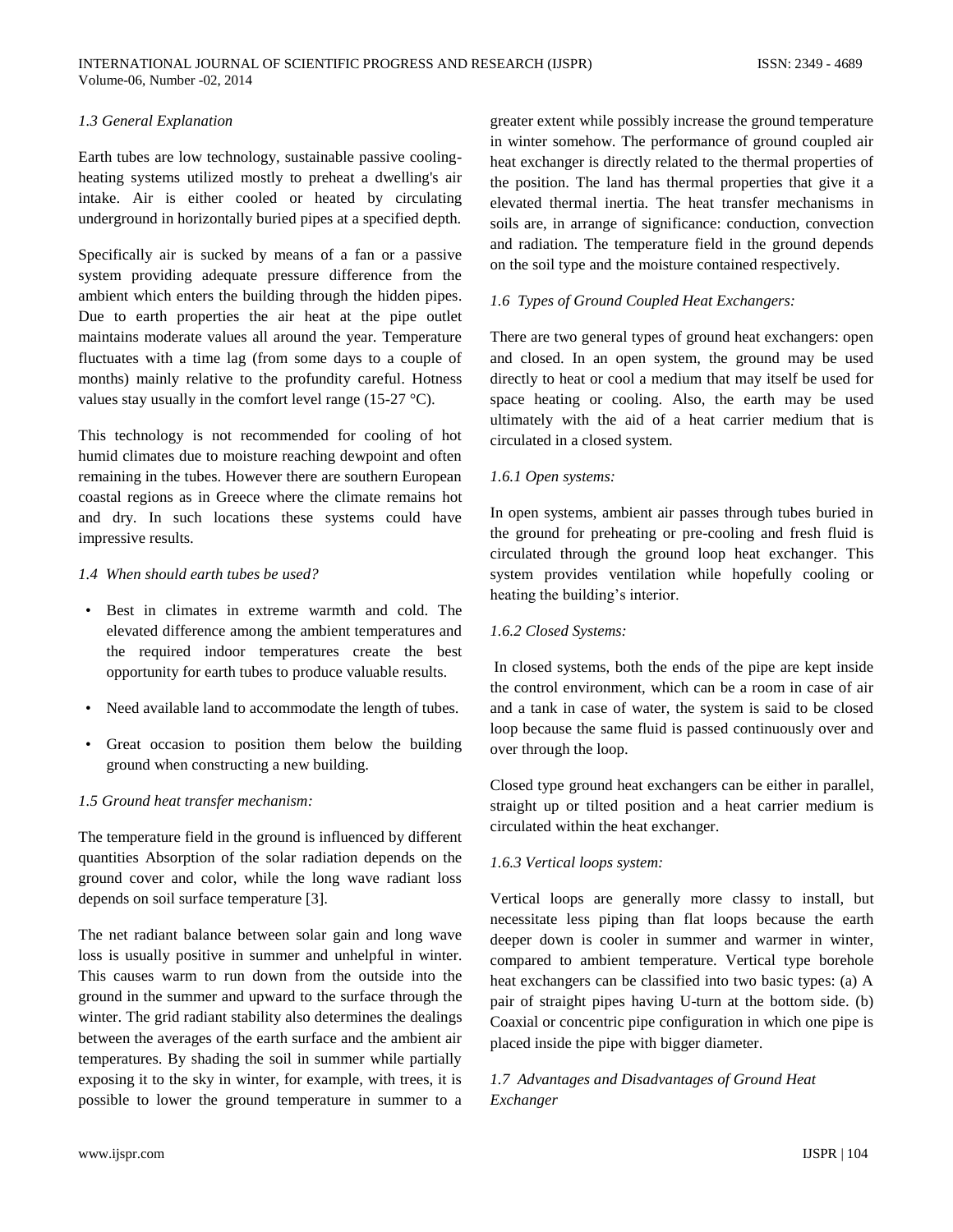### *1.3 General Explanation*

Earth tubes are low technology, sustainable passive cooling-heating systems utilized mostly to preheat a dwelling's air intake. Air is either cooled or heated by circulating underground in horizontally buried pipes at a specified depth.

Specifically air is sucked by means of a fan or a passive system providing adequate pressure difference from the ambient which enters the building through the hidden pipes. Due to earth properties the air heat at the pipe outlet maintains moderate values all around the year. Temperature fluctuates with a time lag (from some days to a couple of months) mainly relative to the profundity careful. Hotness values stay usually in the comfort level range (15-27 °C).

This technology is not recommended for cooling of hot humid climates due to moisture reaching dewpoint and often remaining in the tubes. However there are southern European coastal regions as in Greece where the climate remains hot and dry. In such locations these systems could have impressive results.

### *1.4 When should earth tubes be used?*

- Best in climates in extreme warmth and cold. The elevated difference among the ambient temperatures and the required indoor temperatures create the best opportunity for earth tubes to produce valuable results.
- Need available land to accommodate the length of tubes.
- Great occasion to position them below the building ground when constructing a new building.

### *1.5 Ground heat transfer mechanism:*

The temperature field in the ground is influenced by different quantities Absorption of the solar radiation depends on the ground cover and color, while the long wave radiant loss depends on soil surface temperature [3].

The net radiant balance between solar gain and long wave loss is usually positive in summer and unhelpful in winter. This causes warm to run down from the outside into the ground in the summer and upward to the surface through the winter. The grid radiant stability also determines the dealings between the averages of the earth surface and the ambient air temperatures. By shading the soil in summer while partially exposing it to the sky in winter, for example, with trees, it is possible to lower the ground temperature in summer to a greater extent while possibly increase the ground temperature in winter somehow. The performance of ground coupled air heat exchanger is directly related to the thermal properties of the position. The land has thermal properties that give it a elevated thermal inertia. The heat transfer mechanisms in soils are, in arrange of significance: conduction, convection and radiation. The temperature field in the ground depends on the soil type and the moisture contained respectively.

### *1.6 Types of Ground Coupled Heat Exchangers:*

There are two general types of ground heat exchangers: open and closed. In an open system, the ground may be used directly to heat or cool a medium that may itself be used for space heating or cooling. Also, the earth may be used ultimately with the aid of a heat carrier medium that is circulated in a closed system.

#### *1.6.1 Open systems:*

In open systems, ambient air passes through tubes buried in the ground for preheating or pre-cooling and fresh fluid is circulated through the ground loop heat exchanger. This system provides ventilation while hopefully cooling or heating the building's interior.

#### *1.6.2 Closed Systems:*

In closed systems, both the ends of the pipe are kept inside the control environment, which can be a room in case of air and a tank in case of water, the system is said to be closed loop because the same fluid is passed continuously over and over through the loop.

Closed type ground heat exchangers can be either in parallel, straight up or tilted position and a heat carrier medium is circulated within the heat exchanger.

#### *1.6.3 Vertical loops system:*

Vertical loops are generally more classy to install, but necessitate less piping than flat loops because the earth deeper down is cooler in summer and warmer in winter, compared to ambient temperature. Vertical type borehole heat exchangers can be classified into two basic types: (a) A pair of straight pipes having U-turn at the bottom side. (b) Coaxial or concentric pipe configuration in which one pipe is placed inside the pipe with bigger diameter.

### *1.7 Advantages and Disadvantages of Ground Heat Exchanger*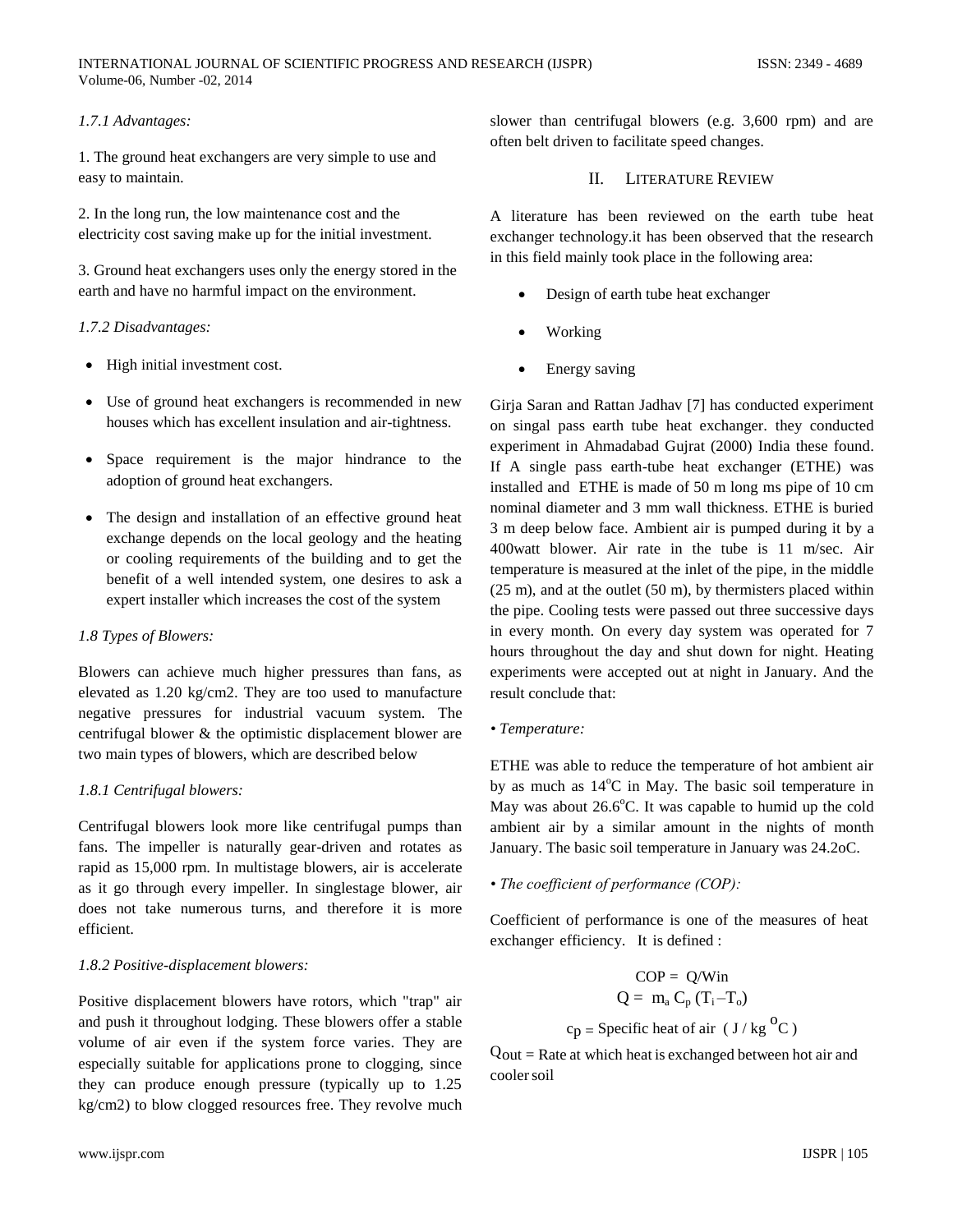*1.7.1 Advantages:*

1. The ground heat exchangers are very simple to use and easy to maintain.

2. In the long run, the low maintenance cost and the electricity cost saving make up for the initial investment.

3. Ground heat exchangers uses only the energy stored in the earth and have no harmful impact on the environment.

*1.7.2 Disadvantages:*

- High initial investment cost.
- Use of ground heat exchangers is recommended in new houses which has excellent insulation and air-tightness.
- Space requirement is the major hindrance to the adoption of ground heat exchangers.
- The design and installation of an effective ground heat exchange depends on the local geology and the heating or cooling requirements of the building and to get the benefit of a well intended system, one desires to ask a expert installer which increases the cost of the system

*1.8 Types of Blowers:*

Blowers can achieve much higher pressures than fans, as elevated as 1.20 kg/cm2. They are too used to manufacture negative pressures for industrial vacuum system. The centrifugal blower & the optimistic displacement blower are two main types of blowers, which are described below

*1.8.1 Centrifugal blowers:*

Centrifugal blowers look more like centrifugal pumps than fans. The impeller is naturally gear-driven and rotates as rapid as 15,000 rpm. In multistage blowers, air is accelerate as it go through every impeller. In singlestage blower, air does not take numerous turns, and therefore it is more efficient.

*1.8.2 Positive-displacement blowers:*

Positive displacement blowers have rotors, which "trap" air and push it throughout lodging. These blowers offer a stable volume of air even if the system force varies. They are especially suitable for applications prone to clogging, since they can produce enough pressure (typically up to 1.25 kg/cm2) to blow clogged resources free. They revolve much slower than centrifugal blowers (e.g. 3,600 rpm) and are often belt driven to facilitate speed changes.

## II. Literature Review

A literature has been reviewed on the earth tube heat exchanger technology.it has been observed that the research in this field mainly took place in the following area:

- Design of earth tube heat exchanger
- Working
- Energy saving

Girja Saran and Rattan Jadhav [7] has conducted experiment on singal pass earth tube heat exchanger. they conducted experiment in Ahmadabad Gujrat (2000) India these found. If A single pass earth-tube heat exchanger (ETHE) was installed and ETHE is made of 50 m long ms pipe of 10 cm nominal diameter and 3 mm wall thickness. ETHE is buried 3 m deep below face. Ambient air is pumped during it by a 400watt blower. Air rate in the tube is 11 m/sec. Air temperature is measured at the inlet of the pipe, in the middle (25 m), and at the outlet (50 m), by thermisters placed within the pipe. Cooling tests were passed out three successive days in every month. On every day system was operated for 7 hours throughout the day and shut down for night. Heating experiments were accepted out at night in January. And the result conclude that:

*• Temperature:*

ETHE was able to reduce the temperature of hot ambient air by as much as 14$^{o}$C in May. The basic soil temperature in May was about 26.6$^{o}$C. It was capable to humid up the cold ambient air by a similar amount in the nights of month January. The basic soil temperature in January was 24.2oC.

*• The coefficient of performance (COP):*

Coefficient of performance is one of the measures of heat exchanger efficiency. It is defined :

$$COP = Q/W_{in}$$

$$Q = m_a C_p (T_i - T_o)$$

$c_p$ = Specific heat of air ( J / kg $^{o}$C )

$Q_{out}$ = Rate at which heat is exchanged between hot air and cooler soil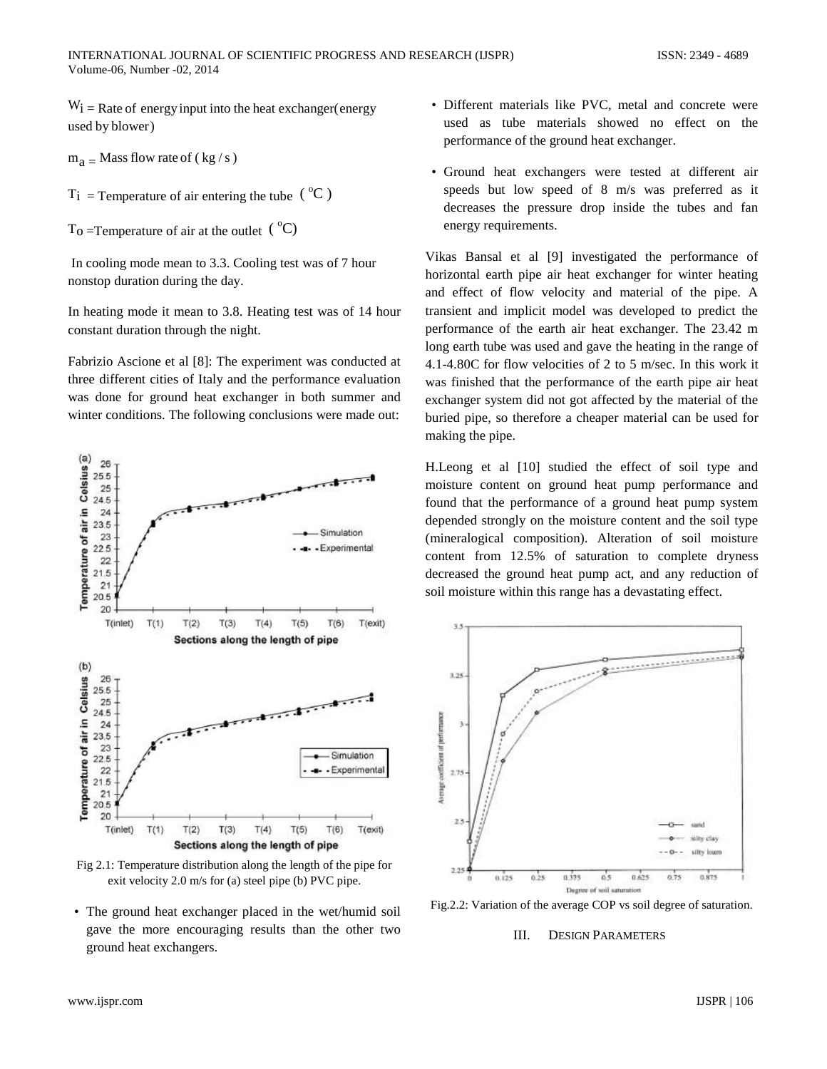$W_i$ = Rate of energy input into the heat exchanger(energy used by blower)

$m_a$ = Mass flow rate of ( kg / s )

$T_i$ = Temperature of air entering the tube ( $^oC$ )

$T_o$ =Temperature of air at the outlet ( $^oC$)

In cooling mode mean to 3.3. Cooling test was of 7 hour nonstop duration during the day.

In heating mode it mean to 3.8. Heating test was of 14 hour constant duration through the night.

Fabrizio Ascione et al [8]: The experiment was conducted at three different cities of Italy and the performance evaluation was done for ground heat exchanger in both summer and winter conditions. The following conclusions were made out:

Fig 2.1: Temperature distribution along the length of the pipe for exit velocity 2.0 m/s for (a) steel pipe (b) PVC pipe.

- The ground heat exchanger placed in the wet/humid soil gave the more encouraging results than the other two ground heat exchangers.
- Different materials like PVC, metal and concrete were used as tube materials showed no effect on the performance of the ground heat exchanger.
- Ground heat exchangers were tested at different air speeds but low speed of 8 m/s was preferred as it decreases the pressure drop inside the tubes and fan energy requirements.

Vikas Bansal et al [9] investigated the performance of horizontal earth pipe air heat exchanger for winter heating and effect of flow velocity and material of the pipe. A transient and implicit model was developed to predict the performance of the earth air heat exchanger. The 23.42 m long earth tube was used and gave the heating in the range of 4.1-4.80C for flow velocities of 2 to 5 m/sec. In this work it was finished that the performance of the earth pipe air heat exchanger system did not got affected by the material of the buried pipe, so therefore a cheaper material can be used for making the pipe.

H.Leong et al [10] studied the effect of soil type and moisture content on ground heat pump performance and found that the performance of a ground heat pump system depended strongly on the moisture content and the soil type (mineralogical composition). Alteration of soil moisture content from 12.5% of saturation to complete dryness decreased the ground heat pump act, and any reduction of soil moisture within this range has a devastating effect.

Fig.2.2: Variation of the average COP vs soil degree of saturation.

## III. DESIGN PARAMETERS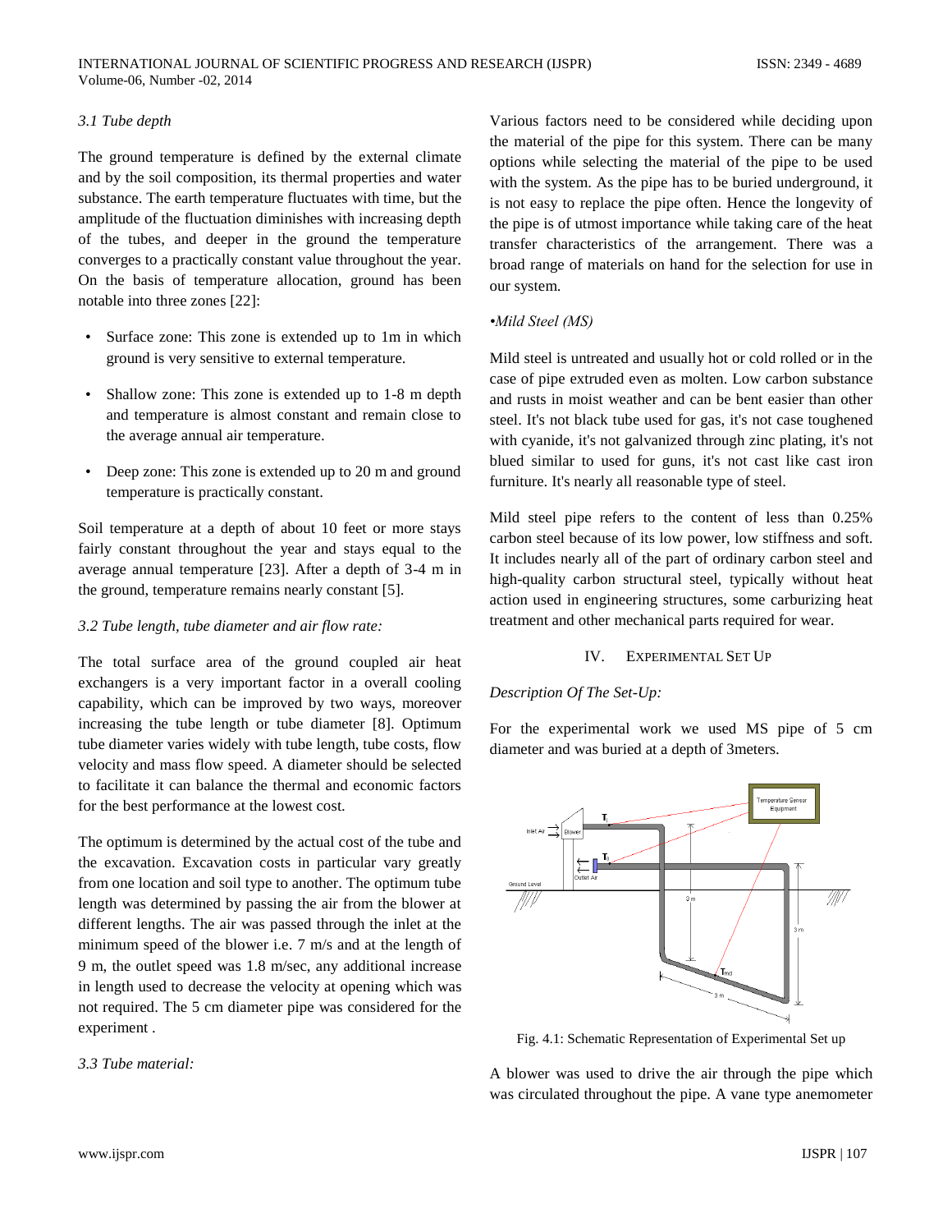*3.1 Tube depth*

The ground temperature is defined by the external climate and by the soil composition, its thermal properties and water substance. The earth temperature fluctuates with time, but the amplitude of the fluctuation diminishes with increasing depth of the tubes, and deeper in the ground the temperature converges to a practically constant value throughout the year. On the basis of temperature allocation, ground has been notable into three zones [22]:

- Surface zone: This zone is extended up to 1m in which ground is very sensitive to external temperature.
- Shallow zone: This zone is extended up to 1-8 m depth and temperature is almost constant and remain close to the average annual air temperature.
- Deep zone: This zone is extended up to 20 m and ground temperature is practically constant.

Soil temperature at a depth of about 10 feet or more stays fairly constant throughout the year and stays equal to the average annual temperature [23]. After a depth of 3-4 m in the ground, temperature remains nearly constant [5].

*3.2 Tube length, tube diameter and air flow rate:*

The total surface area of the ground coupled air heat exchangers is a very important factor in a overall cooling capability, which can be improved by two ways, moreover increasing the tube length or tube diameter [8]. Optimum tube diameter varies widely with tube length, tube costs, flow velocity and mass flow speed. A diameter should be selected to facilitate it can balance the thermal and economic factors for the best performance at the lowest cost.

The optimum is determined by the actual cost of the tube and the excavation. Excavation costs in particular vary greatly from one location and soil type to another. The optimum tube length was determined by passing the air from the blower at different lengths. The air was passed through the inlet at the minimum speed of the blower i.e. 7 m/s and at the length of 9 m, the outlet speed was 1.8 m/sec, any additional increase in length used to decrease the velocity at opening which was not required. The 5 cm diameter pipe was considered for the experiment .

*3.3 Tube material:*

Various factors need to be considered while deciding upon the material of the pipe for this system. There can be many options while selecting the material of the pipe to be used with the system. As the pipe has to be buried underground, it is not easy to replace the pipe often. Hence the longevity of the pipe is of utmost importance while taking care of the heat transfer characteristics of the arrangement. There was a broad range of materials on hand for the selection for use in our system.

*•Mild Steel (MS)*

Mild steel is untreated and usually hot or cold rolled or in the case of pipe extruded even as molten. Low carbon substance and rusts in moist weather and can be bent easier than other steel. It's not black tube used for gas, it's not case toughened with cyanide, it's not galvanized through zinc plating, it's not blued similar to used for guns, it's not cast like cast iron furniture. It's nearly all reasonable type of steel.

Mild steel pipe refers to the content of less than 0.25% carbon steel because of its low power, low stiffness and soft. It includes nearly all of the part of ordinary carbon steel and high-quality carbon structural steel, typically without heat action used in engineering structures, some carburizing heat treatment and other mechanical parts required for wear.

## IV. Experimental Set Up

*Description Of The Set-Up:*

For the experimental work we used MS pipe of 5 cm diameter and was buried at a depth of 3meters.

Fig. 4.1: Schematic Representation of Experimental Set up

A blower was used to drive the air through the pipe which was circulated throughout the pipe. A vane type anemometer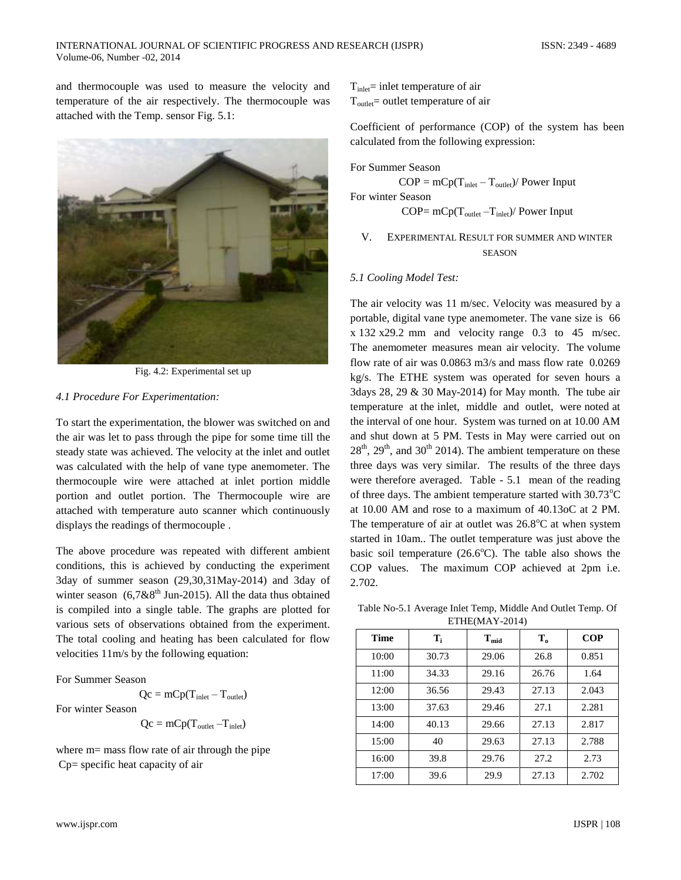and thermocouple was used to measure the velocity and temperature of the air respectively. The thermocouple was attached with the Temp. sensor Fig. 5.1:

Fig. 4.2: Experimental set up

### *4.1 Procedure For Experimentation:*

To start the experimentation, the blower was switched on and the air was let to pass through the pipe for some time till the steady state was achieved. The velocity at the inlet and outlet was calculated with the help of vane type anemometer. The thermocouple wire were attached at inlet portion middle portion and outlet portion. The Thermocouple wire are attached with temperature auto scanner which continuously displays the readings of thermocouple .

The above procedure was repeated with different ambient conditions, this is achieved by conducting the experiment 3day of summer season (29,30,31May-2014) and 3day of winter season (6,7&8th Jun-2015). All the data thus obtained is compiled into a single table. The graphs are plotted for various sets of observations obtained from the experiment. The total cooling and heating has been calculated for flow velocities 11m/s by the following equation:

For Summer Season

$$Qc = mCp(T_{inlet} - T_{outlet})$$

For winter Season

$$Qc = mCp(T_{outlet} - T_{inlet})$$

where m= mass flow rate of air through the pipe
Cp= specific heat capacity of air
$T_{inlet}$= inlet temperature of air
$T_{outlet}$= outlet temperature of air

Coefficient of performance (COP) of the system has been calculated from the following expression:

For Summer Season

$$COP = mCp(T_{inlet} - T_{outlet}) / \text{Power Input}$$

For winter Season

$$COP = mCp(T_{outlet} - T_{inlet}) / \text{Power Input}$$

## V. EXPERIMENTAL RESULT FOR SUMMER AND WINTER SEASON

### *5.1 Cooling Model Test:*

The air velocity was 11 m/sec. Velocity was measured by a portable, digital vane type anemometer. The vane size is 66 x 132 x29.2 mm and velocity range 0.3 to 45 m/sec. The anemometer measures mean air velocity. The volume flow rate of air was 0.0863 m3/s and mass flow rate 0.0269 kg/s. The ETHE system was operated for seven hours a 3days 28, 29 & 30 May-2014) for May month. The tube air temperature at the inlet, middle and outlet, were noted at the interval of one hour. System was turned on at 10.00 AM and shut down at 5 PM. Tests in May were carried out on 28th, 29th, and 30th 2014). The ambient temperature on these three days was very similar. The results of the three days were therefore averaged. Table - 5.1 mean of the reading of three days. The ambient temperature started with 30.73°C at 10.00 AM and rose to a maximum of 40.13oC at 2 PM. The temperature of air at outlet was 26.8°C at when system started in 10am.. The outlet temperature was just above the basic soil temperature (26.6°C). The table also shows the COP values. The maximum COP achieved at 2pm i.e. 2.702.

Table No-5.1 Average Inlet Temp, Middle And Outlet Temp. Of ETHE(MAY-2014)

| Time | $T_i$ | $T_{mid}$ | $T_o$ | COP |
|---|---|---|---|---|
| 10:00 | 30.73 | 29.06 | 26.8 | 0.851 |
| 11:00 | 34.33 | 29.16 | 26.76 | 1.64 |
| 12:00 | 36.56 | 29.43 | 27.13 | 2.043 |
| 13:00 | 37.63 | 29.46 | 27.1 | 2.281 |
| 14:00 | 40.13 | 29.66 | 27.13 | 2.817 |
| 15:00 | 40 | 29.63 | 27.13 | 2.788 |
| 16:00 | 39.8 | 29.76 | 27.2 | 2.73 |
| 17:00 | 39.6 | 29.9 | 27.13 | 2.702 |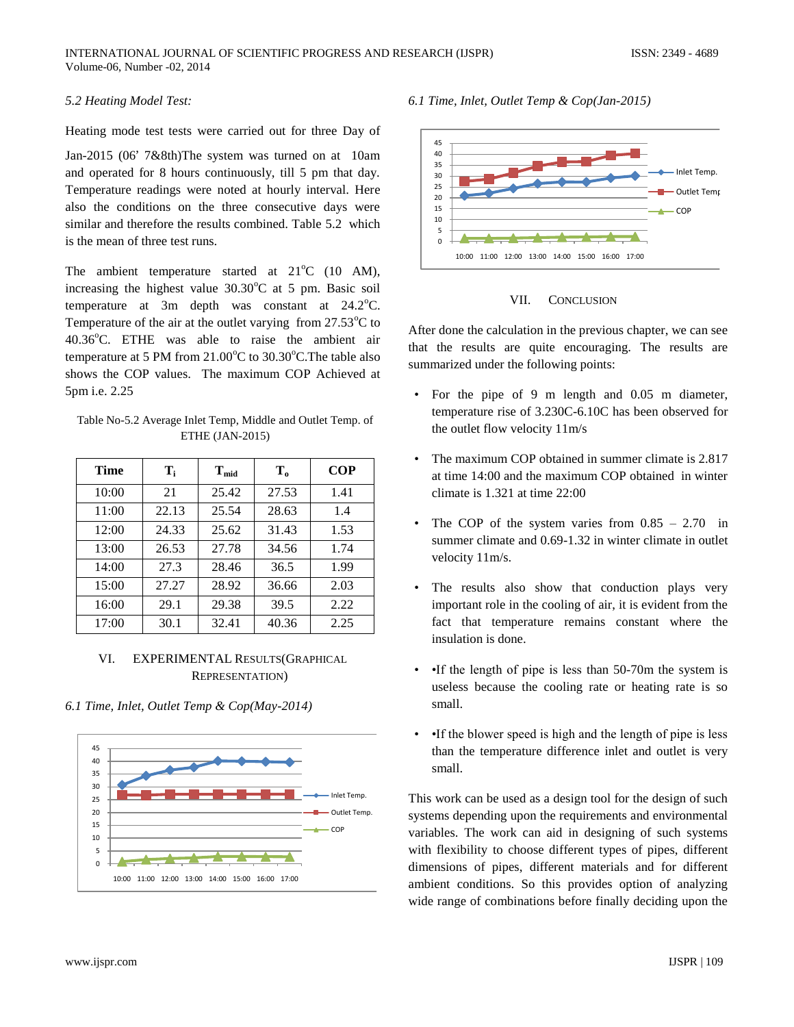### 5.2 Heating Model Test:

Heating mode test tests were carried out for three Day of Jan-2015 (06' 7&8th)The system was turned on at 10am and operated for 8 hours continuously, till 5 pm that day. Temperature readings were noted at hourly interval. Here also the conditions on the three consecutive days were similar and therefore the results combined. Table 5.2 which is the mean of three test runs.

The ambient temperature started at 21°C (10 AM), increasing the highest value 30.30°C at 5 pm. Basic soil temperature at 3m depth was constant at 24.2°C. Temperature of the air at the outlet varying from 27.53°C to 40.36°C. ETHE was able to raise the ambient air temperature at 5 PM from 21.00°C to 30.30°C.The table also shows the COP values. The maximum COP Achieved at 5pm i.e. 2.25

Table No-5.2 Average Inlet Temp, Middle and Outlet Temp. of ETHE (JAN-2015)

| Time | $T_i$ | $T_{mid}$ | $T_o$ | COP |
|---|---|---|---|---|
| 10:00 | 21 | 25.42 | 27.53 | 1.41 |
| 11:00 | 22.13 | 25.54 | 28.63 | 1.4 |
| 12:00 | 24.33 | 25.62 | 31.43 | 1.53 |
| 13:00 | 26.53 | 27.78 | 34.56 | 1.74 |
| 14:00 | 27.3 | 28.46 | 36.5 | 1.99 |
| 15:00 | 27.27 | 28.92 | 36.66 | 2.03 |
| 16:00 | 29.1 | 29.38 | 39.5 | 2.22 |
| 17:00 | 30.1 | 32.41 | 40.36 | 2.25 |

## VI. Experimental Results(Graphical Representation)

*6.1 Time, Inlet, Outlet Temp & Cop(May-2014)*

*6.1 Time, Inlet, Outlet Temp & Cop(Jan-2015)*

## VII. Conclusion

After done the calculation in the previous chapter, we can see that the results are quite encouraging. The results are summarized under the following points:

- For the pipe of 9 m length and 0.05 m diameter, temperature rise of 3.230C-6.10C has been observed for the outlet flow velocity 11m/s
- The maximum COP obtained in summer climate is 2.817 at time 14:00 and the maximum COP obtained in winter climate is 1.321 at time 22:00
- The COP of the system varies from 0.85 – 2.70 in summer climate and 0.69-1.32 in winter climate in outlet velocity 11m/s.
- The results also show that conduction plays very important role in the cooling of air, it is evident from the fact that temperature remains constant where the insulation is done.
- •If the length of pipe is less than 50-70m the system is useless because the cooling rate or heating rate is so small.
- •If the blower speed is high and the length of pipe is less than the temperature difference inlet and outlet is very small.

This work can be used as a design tool for the design of such systems depending upon the requirements and environmental variables. The work can aid in designing of such systems with flexibility to choose different types of pipes, different dimensions of pipes, different materials and for different ambient conditions. So this provides option of analyzing wide range of combinations before finally deciding upon the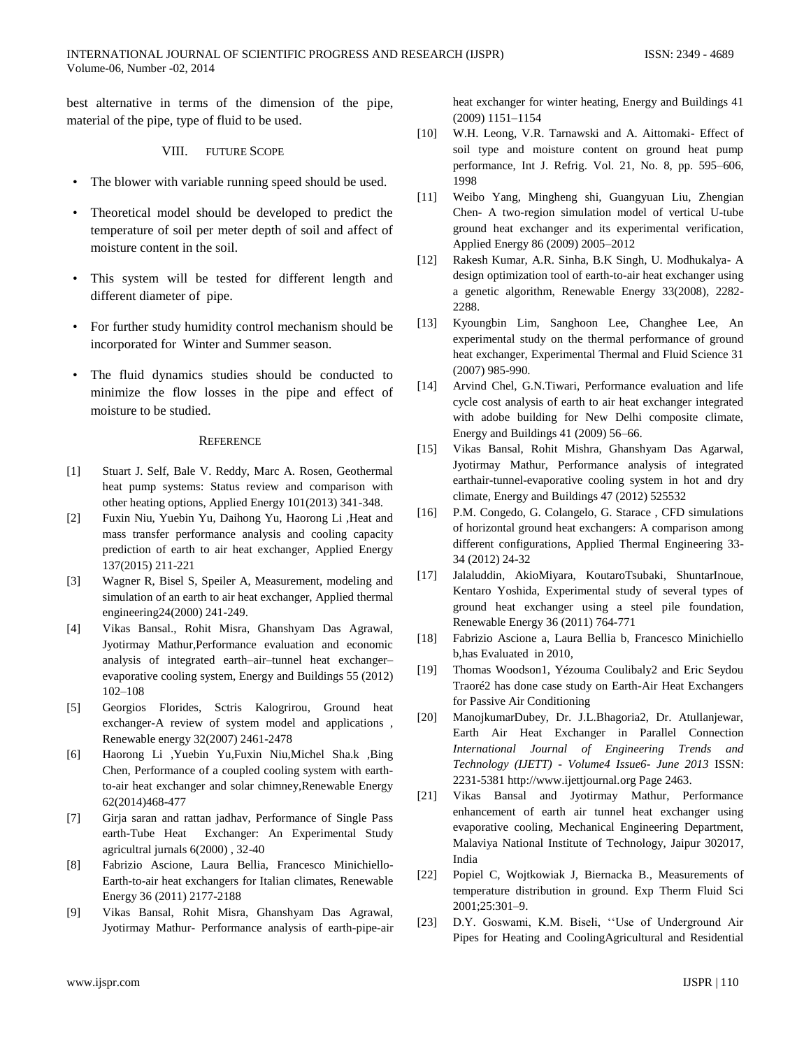best alternative in terms of the dimension of the pipe, material of the pipe, type of fluid to be used.

## VIII. FUTURE SCOPE

- The blower with variable running speed should be used.
- Theoretical model should be developed to predict the temperature of soil per meter depth of soil and affect of moisture content in the soil.
- This system will be tested for different length and different diameter of pipe.
- For further study humidity control mechanism should be incorporated for Winter and Summer season.
- The fluid dynamics studies should be conducted to minimize the flow losses in the pipe and effect of moisture to be studied.

## REFERENCE

[1] Stuart J. Self, Bale V. Reddy, Marc A. Rosen, Geothermal heat pump systems: Status review and comparison with other heating options, Applied Energy 101(2013) 341-348.

[2] Fuxin Niu, Yuebin Yu, Daihong Yu, Haorong Li ,Heat and mass transfer performance analysis and cooling capacity prediction of earth to air heat exchanger, Applied Energy 137(2015) 211-221

[3] Wagner R, Bisel S, Speiler A, Measurement, modeling and simulation of an earth to air heat exchanger, Applied thermal engineering24(2000) 241-249.

[4] Vikas Bansal., Rohit Misra, Ghanshyam Das Agrawal, Jyotirmay Mathur,Performance evaluation and economic analysis of integrated earth–air–tunnel heat exchanger–evaporative cooling system, Energy and Buildings 55 (2012) 102–108

[5] Georgios Florides, Sctris Kalogrirou, Ground heat exchanger-A review of system model and applications , Renewable energy 32(2007) 2461-2478

[6] Haorong Li ,Yuebin Yu,Fuxin Niu,Michel Sha.k ,Bing Chen, Performance of a coupled cooling system with earth-to-air heat exchanger and solar chimney,Renewable Energy 62(2014)468-477

[7] Girja saran and rattan jadhav, Performance of Single Pass earth-Tube Heat Exchanger: An Experimental Study agricultral jurnals 6(2000) , 32-40

[8] Fabrizio Ascione, Laura Bellia, Francesco Minichiello-Earth-to-air heat exchangers for Italian climates, Renewable Energy 36 (2011) 2177-2188

[9] Vikas Bansal, Rohit Misra, Ghanshyam Das Agrawal, Jyotirmay Mathur- Performance analysis of earth-pipe-air heat exchanger for winter heating, Energy and Buildings 41 (2009) 1151–1154

[10] W.H. Leong, V.R. Tarnawski and A. Aittomaki- Effect of soil type and moisture content on ground heat pump performance, Int J. Refrig. Vol. 21, No. 8, pp. 595–606, 1998

[11] Weibo Yang, Mingheng shi, Guangyuan Liu, Zhengian Chen- A two-region simulation model of vertical U-tube ground heat exchanger and its experimental verification, Applied Energy 86 (2009) 2005–2012

[12] Rakesh Kumar, A.R. Sinha, B.K Singh, U. Modhukalya- A design optimization tool of earth-to-air heat exchanger using a genetic algorithm, Renewable Energy 33(2008), 2282-2288.

[13] Kyoungbin Lim, Sanghoon Lee, Changhee Lee, An experimental study on the thermal performance of ground heat exchanger, Experimental Thermal and Fluid Science 31 (2007) 985-990.

[14] Arvind Chel, G.N.Tiwari, Performance evaluation and life cycle cost analysis of earth to air heat exchanger integrated with adobe building for New Delhi composite climate, Energy and Buildings 41 (2009) 56–66.

[15] Vikas Bansal, Rohit Mishra, Ghanshyam Das Agarwal, Jyotirmay Mathur, Performance analysis of integrated earthair-tunnel-evaporative cooling system in hot and dry climate, Energy and Buildings 47 (2012) 525532

[16] P.M. Congedo, G. Colangelo, G. Starace , CFD simulations of horizontal ground heat exchangers: A comparison among different configurations, Applied Thermal Engineering 33-34 (2012) 24-32

[17] Jalaluddin, AkioMiyara, KoutaroTsubaki, ShuntarInoue, Kentaro Yoshida, Experimental study of several types of ground heat exchanger using a steel pile foundation, Renewable Energy 36 (2011) 764-771

[18] Fabrizio Ascione a, Laura Bellia b, Francesco Minichiello b,has Evaluated in 2010,

[19] Thomas Woodson1, Yézouma Coulibaly2 and Eric Seydou Traoré2 has done case study on Earth-Air Heat Exchangers for Passive Air Conditioning

[20] ManojkumarDubey, Dr. J.L.Bhagoria2, Dr. Atullanjewar, Earth Air Heat Exchanger in Parallel Connection *International Journal of Engineering Trends and Technology (IJETT) - Volume4 Issue6- June 2013* ISSN: 2231-5381 http://www.ijettjournal.org Page 2463.

[21] Vikas Bansal and Jyotirmay Mathur, Performance enhancement of earth air tunnel heat exchanger using evaporative cooling, Mechanical Engineering Department, Malaviya National Institute of Technology, Jaipur 302017, India

[22] Popiel C, Wojtkowiak J, Biernacka B., Measurements of temperature distribution in ground. Exp Therm Fluid Sci 2001;25:301–9.

[23] D.Y. Goswami, K.M. Biseli, ''Use of Underground Air Pipes for Heating and CoolingAgricultural and Residential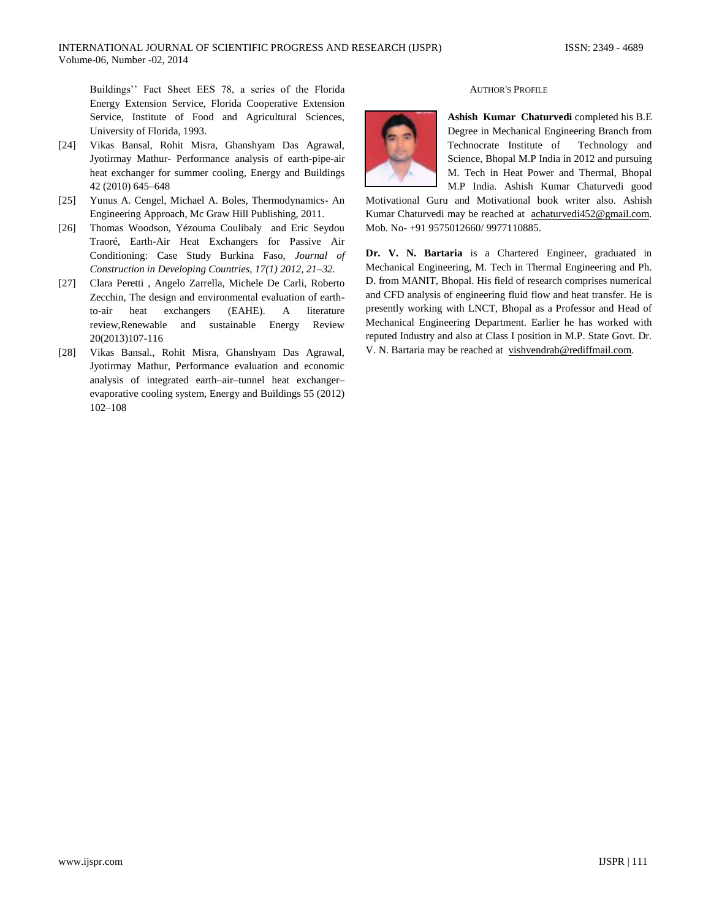Buildings'' Fact Sheet EES 78, a series of the Florida Energy Extension Service, Florida Cooperative Extension Service, Institute of Food and Agricultural Sciences, University of Florida, 1993.

[24] Vikas Bansal, Rohit Misra, Ghanshyam Das Agrawal, Jyotirmay Mathur- Performance analysis of earth-pipe-air heat exchanger for summer cooling, Energy and Buildings 42 (2010) 645–648

[25] Yunus A. Cengel, Michael A. Boles, Thermodynamics- An Engineering Approach, Mc Graw Hill Publishing, 2011.

[26] Thomas Woodson, Yézouma Coulibaly and Eric Seydou Traoré, Earth-Air Heat Exchangers for Passive Air Conditioning: Case Study Burkina Faso, *Journal of Construction in Developing Countries, 17(1) 2012, 21–32.*

[27] Clara Peretti , Angelo Zarrella, Michele De Carli, Roberto Zecchin, The design and environmental evaluation of earth-to-air heat exchangers (EAHE). A literature review,Renewable and sustainable Energy Review 20(2013)107-116

[28] Vikas Bansal., Rohit Misra, Ghanshyam Das Agrawal, Jyotirmay Mathur, Performance evaluation and economic analysis of integrated earth–air–tunnel heat exchanger–evaporative cooling system, Energy and Buildings 55 (2012) 102–108

AUTHOR'S PROFILE

**Ashish Kumar Chaturvedi** completed his B.E Degree in Mechanical Engineering Branch from Technocrate Institute of Technology and Science, Bhopal M.P India in 2012 and pursuing M. Tech in Heat Power and Thermal, Bhopal M.P India. Ashish Kumar Chaturvedi good Motivational Guru and Motivational book writer also. Ashish Kumar Chaturvedi may be reached at achaturvedi452@gmail.com. Mob. No- +91 9575012660/ 9977110885.

**Dr. V. N. Bartaria** is a Chartered Engineer, graduated in Mechanical Engineering, M. Tech in Thermal Engineering and Ph. D. from MANIT, Bhopal. His field of research comprises numerical and CFD analysis of engineering fluid flow and heat transfer. He is presently working with LNCT, Bhopal as a Professor and Head of Mechanical Engineering Department. Earlier he has worked with reputed Industry and also at Class I position in M.P. State Govt. Dr. V. N. Bartaria may be reached at vishvendrab@rediffmail.com.